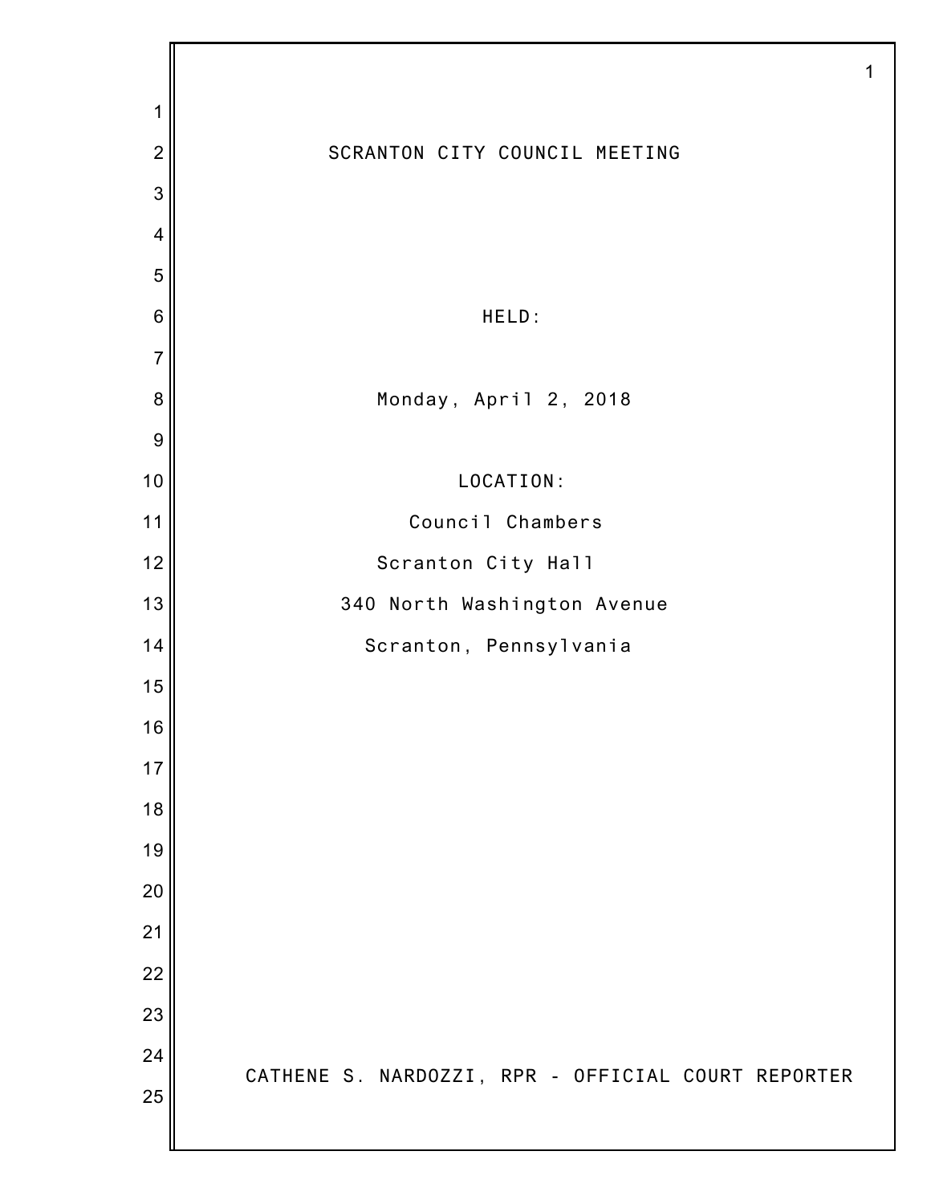# SCRANTON CITY COUNCIL MEETING

HELD:

Monday, April 2, 2018

LOCATION:

Council Chambers

Scranton City Hall

340 North Washington Avenue

Scranton, Pennsylvania

CATHENE S. NARDOZZI, RPR - OFFICIAL COURT REPORTER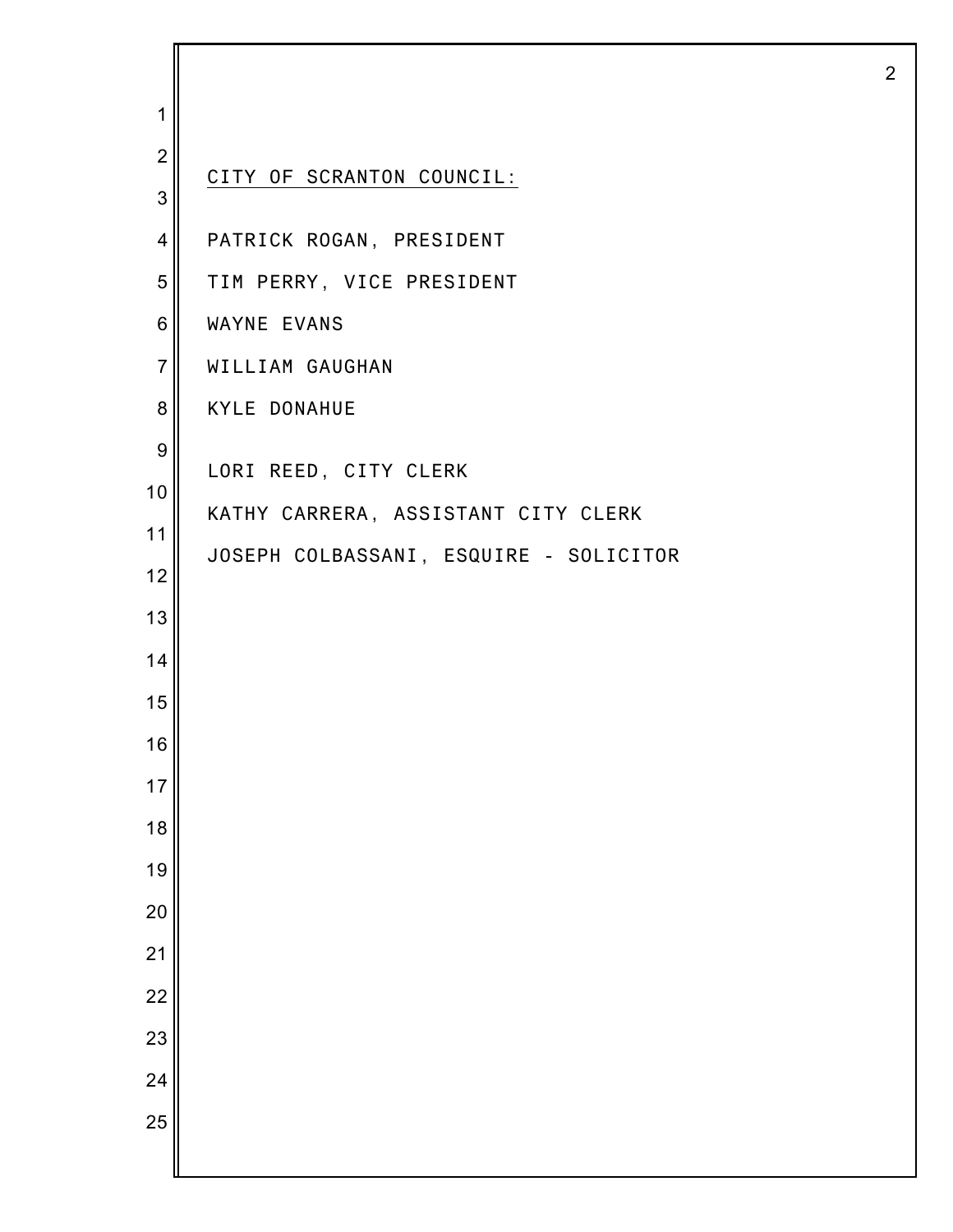<u>CITY OF SCRANTON COUNCIL:</u>

PATRICK ROGAN, PRESIDENT

TIM PERRY, VICE PRESIDENT

WAYNE EVANS

WILLIAM GAUGHAN

KYLE DONAHUE

LORI REED, CITY CLERK

KATHY CARRERA, ASSISTANT CITY CLERK

JOSEPH COLBASSANI, ESQUIRE - SOLICITOR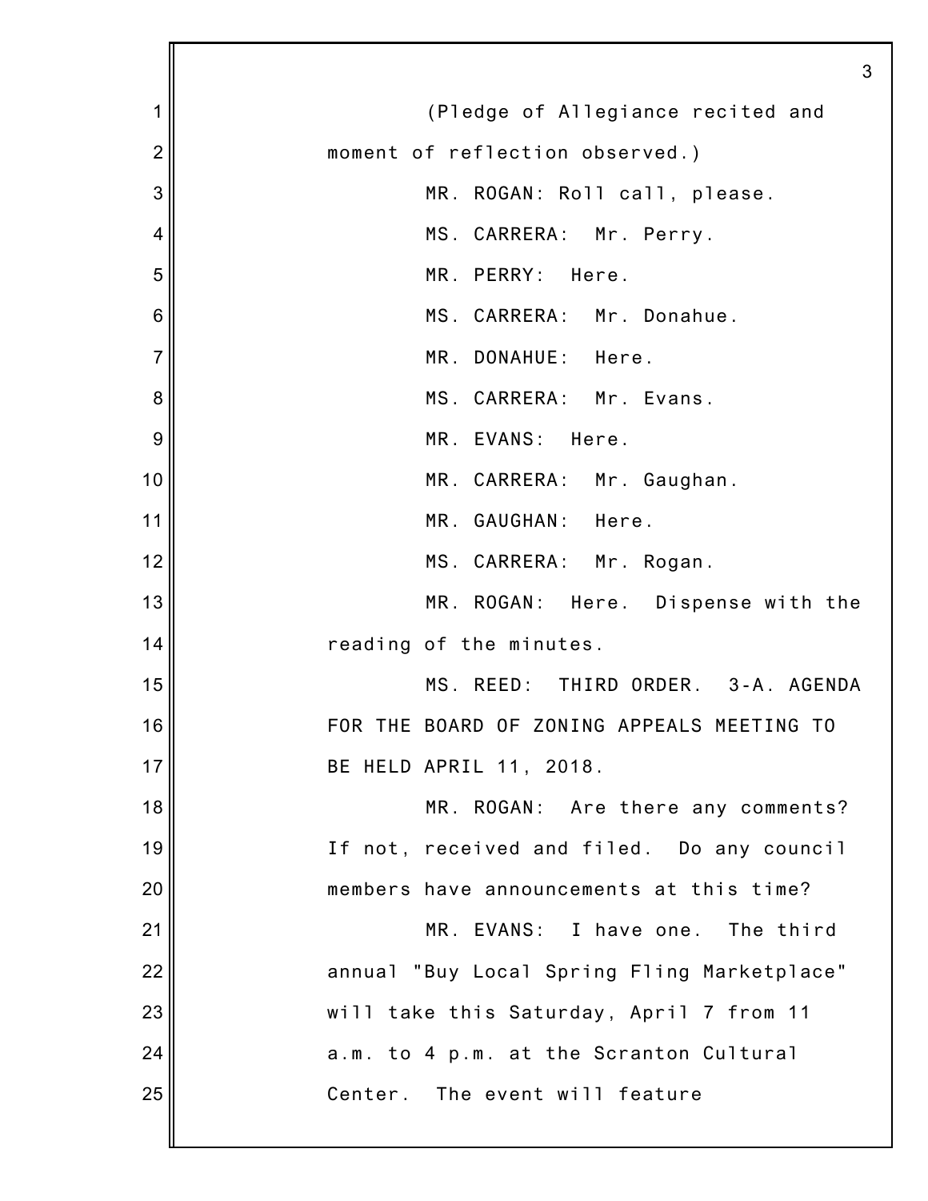(Pledge of Allegiance recited and moment of reflection observed.)

MR. ROGAN: Roll call, please.

MS. CARRERA: Mr. Perry.

MR. PERRY: Here.

MS. CARRERA: Mr. Donahue.

MR. DONAHUE: Here.

MS. CARRERA: Mr. Evans.

MR. EVANS: Here.

MR. CARRERA: Mr. Gaughan.

MR. GAUGHAN: Here.

MS. CARRERA: Mr. Rogan.

MR. ROGAN: Here. Dispense with the reading of the minutes.

MS. REED: THIRD ORDER. 3-A. AGENDA FOR THE BOARD OF ZONING APPEALS MEETING TO BE HELD APRIL 11, 2018.

MR. ROGAN: Are there any comments? If not, received and filed. Do any council members have announcements at this time?

MR. EVANS: I have one. The third annual "Buy Local Spring Fling Marketplace" will take this Saturday, April 7 from 11 a.m. to 4 p.m. at the Scranton Cultural Center. The event will feature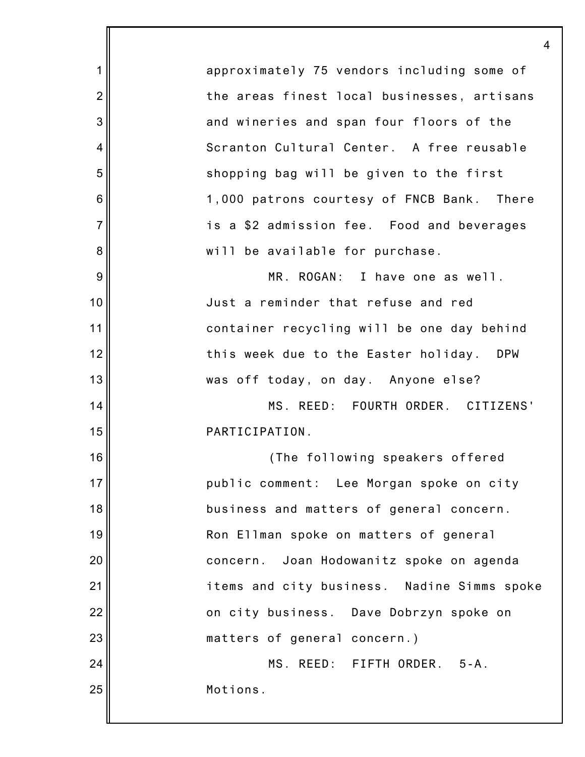approximately 75 vendors including some of the areas finest local businesses, artisans and wineries and span four floors of the Scranton Cultural Center. A free reusable shopping bag will be given to the first 1,000 patrons courtesy of FNCB Bank. There is a $2 admission fee. Food and beverages will be available for purchase.

MR. ROGAN: I have one as well. Just a reminder that refuse and red container recycling will be one day behind this week due to the Easter holiday. DPW was off today, on day. Anyone else?

MS. REED: FOURTH ORDER. CITIZENS' PARTICIPATION.

(The following speakers offered public comment: Lee Morgan spoke on city business and matters of general concern. Ron Ellman spoke on matters of general concern. Joan Hodowanitz spoke on agenda items and city business. Nadine Simms spoke on city business. Dave Dobrzyn spoke on matters of general concern.)

MS. REED: FIFTH ORDER. 5-A. Motions.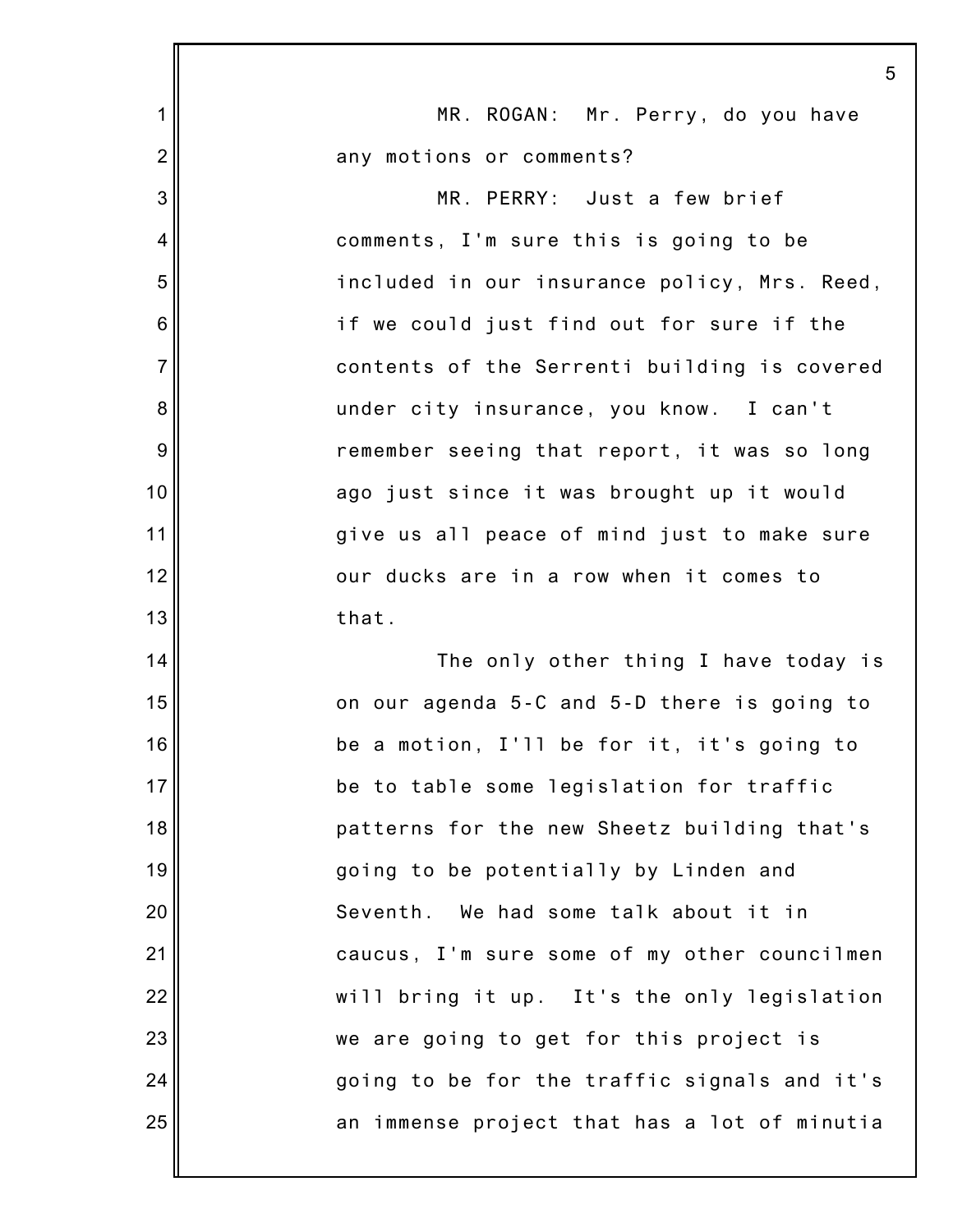MR. ROGAN: Mr. Perry, do you have any motions or comments?

MR. PERRY: Just a few brief comments, I'm sure this is going to be included in our insurance policy, Mrs. Reed, if we could just find out for sure if the contents of the Serrenti building is covered under city insurance, you know. I can't remember seeing that report, it was so long ago just since it was brought up it would give us all peace of mind just to make sure our ducks are in a row when it comes to that.

The only other thing I have today is on our agenda 5-C and 5-D there is going to be a motion, I'll be for it, it's going to be to table some legislation for traffic patterns for the new Sheetz building that's going to be potentially by Linden and Seventh. We had some talk about it in caucus, I'm sure some of my other councilmen will bring it up. It's the only legislation we are going to get for this project is going to be for the traffic signals and it's an immense project that has a lot of minutia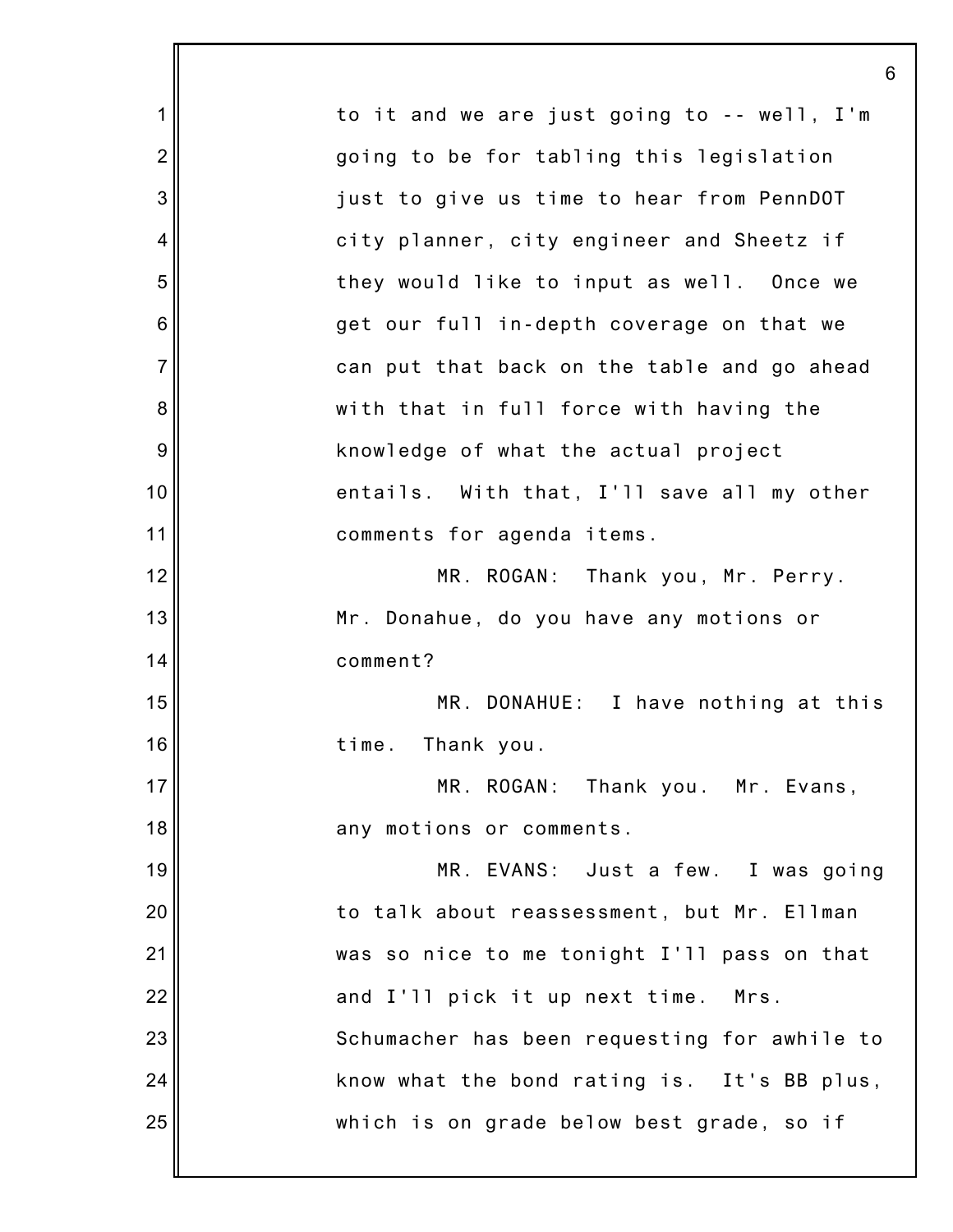to it and we are just going to -- well, I'm going to be for tabling this legislation just to give us time to hear from PennDOT city planner, city engineer and Sheetz if they would like to input as well. Once we get our full in-depth coverage on that we can put that back on the table and go ahead with that in full force with having the knowledge of what the actual project entails. With that, I'll save all my other comments for agenda items.

MR. ROGAN: Thank you, Mr. Perry. Mr. Donahue, do you have any motions or comment?

MR. DONAHUE: I have nothing at this time. Thank you.

MR. ROGAN: Thank you. Mr. Evans, any motions or comments.

MR. EVANS: Just a few. I was going to talk about reassessment, but Mr. Ellman was so nice to me tonight I'll pass on that and I'll pick it up next time. Mrs. Schumacher has been requesting for awhile to know what the bond rating is. It's BB plus, which is on grade below best grade, so if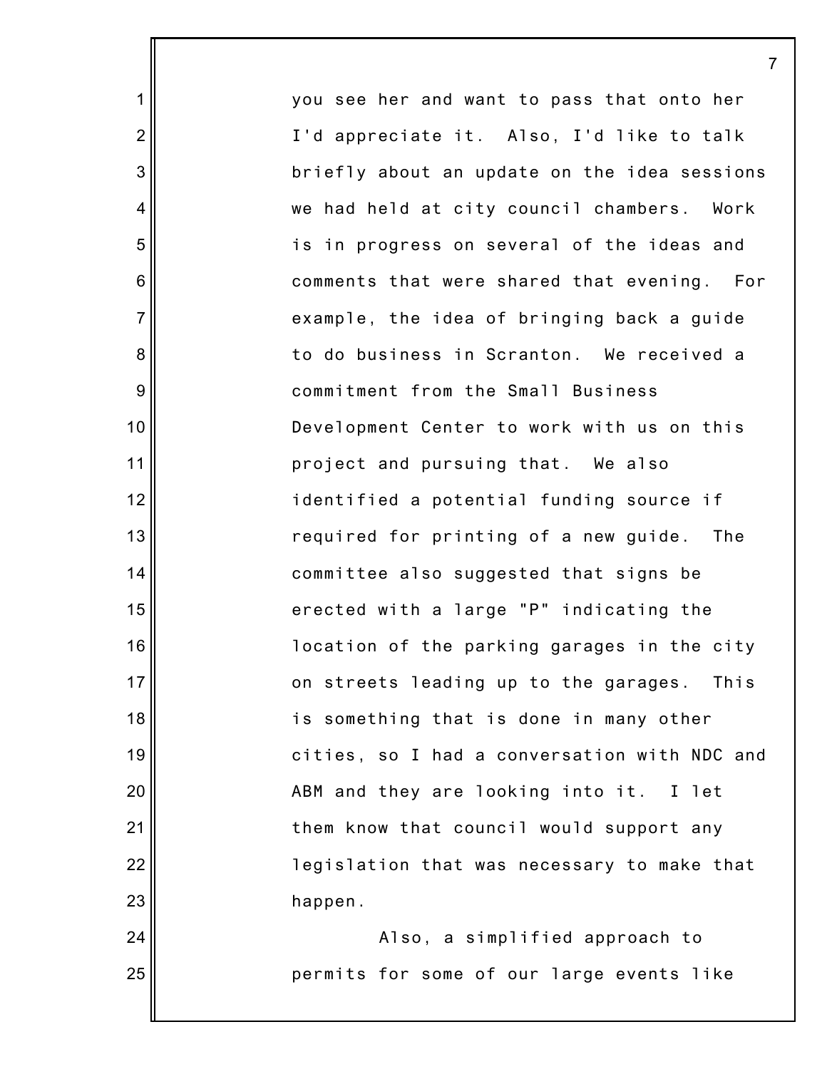you see her and want to pass that onto her I'd appreciate it. Also, I'd like to talk briefly about an update on the idea sessions we had held at city council chambers. Work is in progress on several of the ideas and comments that were shared that evening. For example, the idea of bringing back a guide to do business in Scranton. We received a commitment from the Small Business Development Center to work with us on this project and pursuing that. We also identified a potential funding source if required for printing of a new guide. The committee also suggested that signs be erected with a large "P" indicating the location of the parking garages in the city on streets leading up to the garages. This is something that is done in many other cities, so I had a conversation with NDC and ABM and they are looking into it. I let them know that council would support any legislation that was necessary to make that happen.

Also, a simplified approach to permits for some of our large events like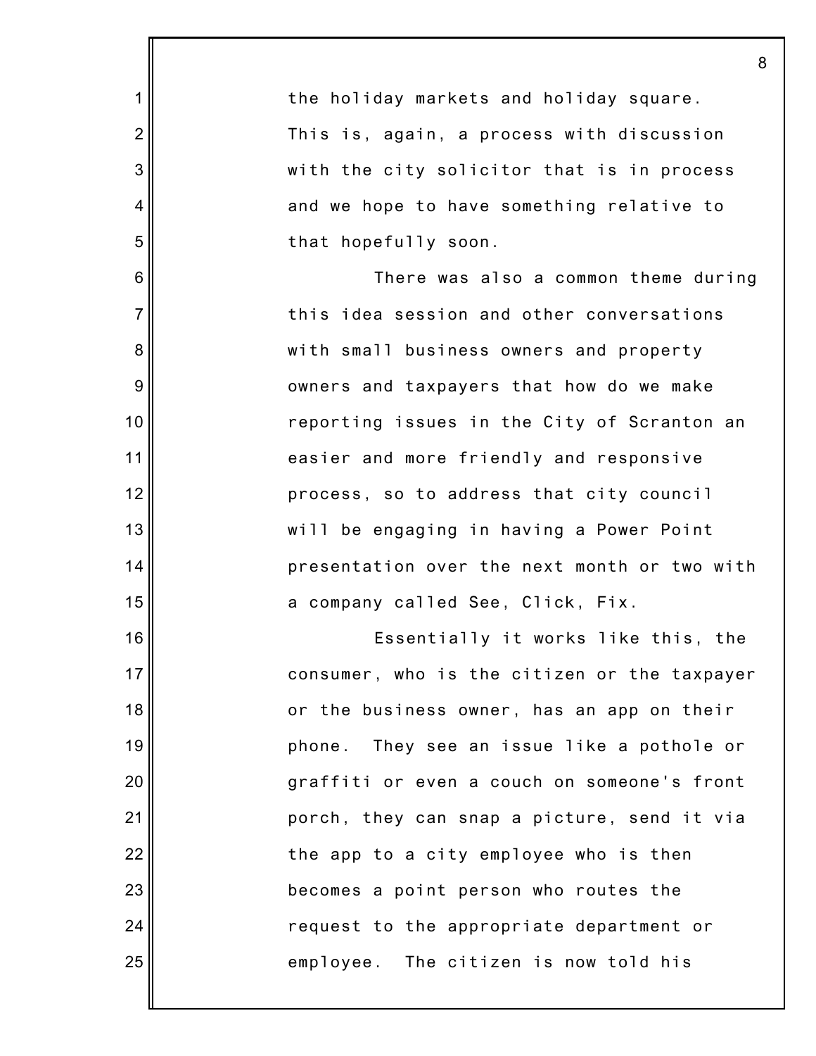the holiday markets and holiday square. This is, again, a process with discussion with the city solicitor that is in process and we hope to have something relative to that hopefully soon.

There was also a common theme during this idea session and other conversations with small business owners and property owners and taxpayers that how do we make reporting issues in the City of Scranton an easier and more friendly and responsive process, so to address that city council will be engaging in having a Power Point presentation over the next month or two with a company called See, Click, Fix.

Essentially it works like this, the consumer, who is the citizen or the taxpayer or the business owner, has an app on their phone. They see an issue like a pothole or graffiti or even a couch on someone's front porch, they can snap a picture, send it via the app to a city employee who is then becomes a point person who routes the request to the appropriate department or employee. The citizen is now told his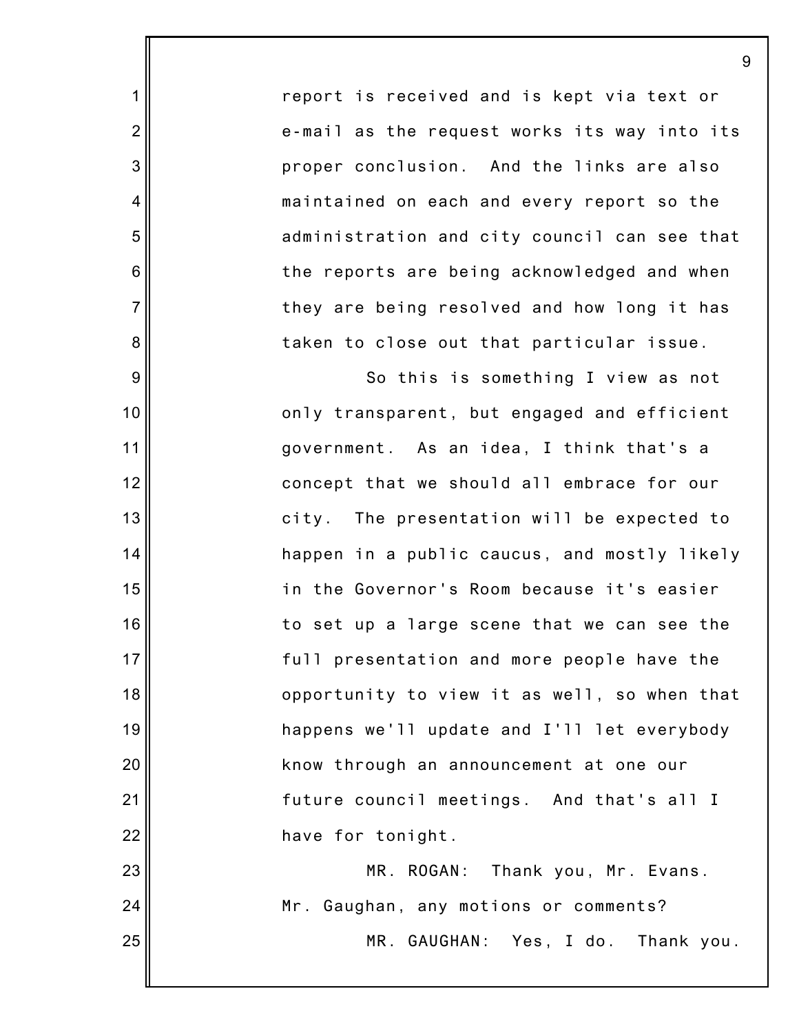report is received and is kept via text or e-mail as the request works its way into its proper conclusion. And the links are also maintained on each and every report so the administration and city council can see that the reports are being acknowledged and when they are being resolved and how long it has taken to close out that particular issue.

So this is something I view as not only transparent, but engaged and efficient government. As an idea, I think that's a concept that we should all embrace for our city. The presentation will be expected to happen in a public caucus, and mostly likely in the Governor's Room because it's easier to set up a large scene that we can see the full presentation and more people have the opportunity to view it as well, so when that happens we'll update and I'll let everybody know through an announcement at one our future council meetings. And that's all I have for tonight.

MR. ROGAN: Thank you, Mr. Evans. Mr. Gaughan, any motions or comments?

MR. GAUGHAN: Yes, I do. Thank you.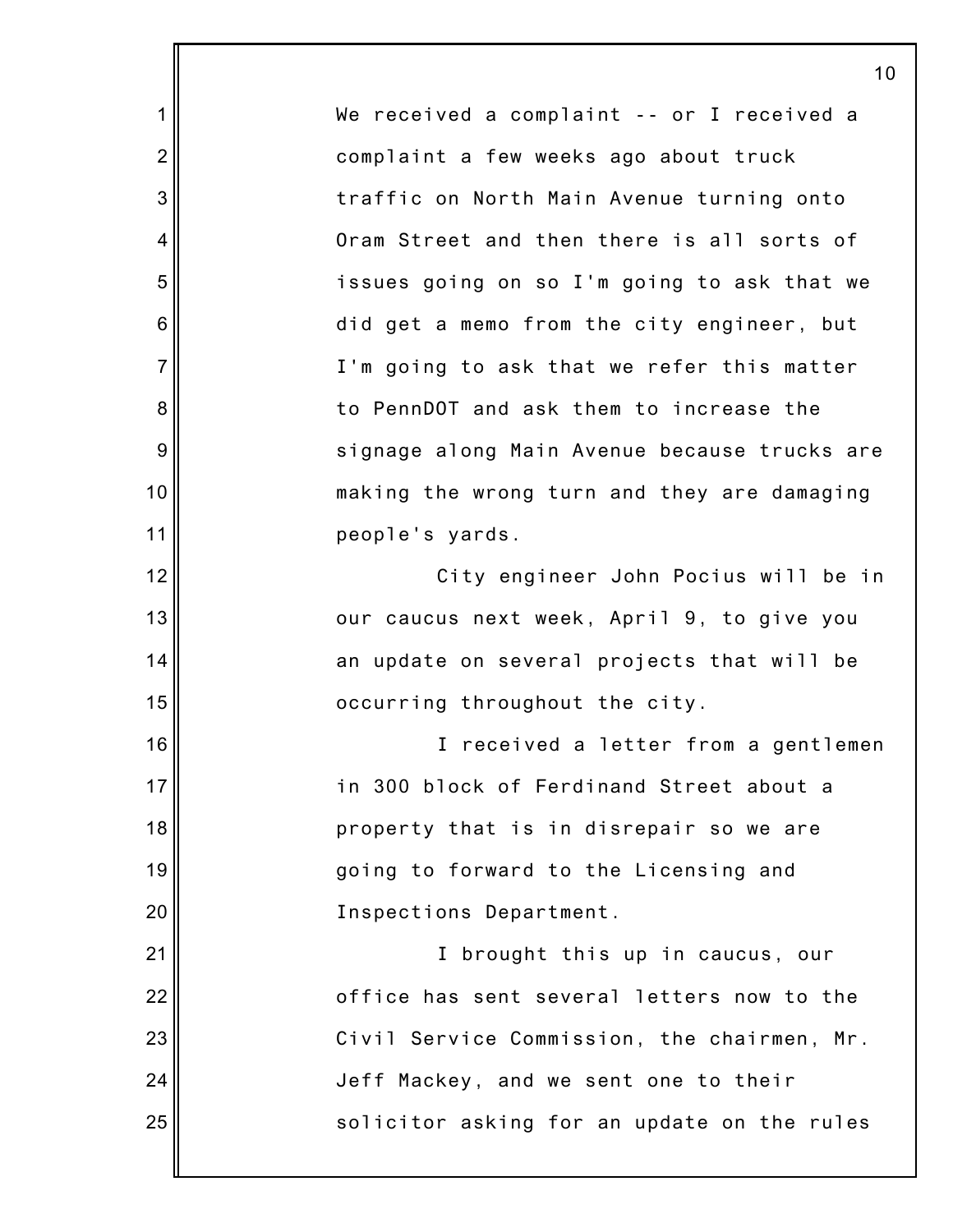We received a complaint -- or I received a complaint a few weeks ago about truck traffic on North Main Avenue turning onto Oram Street and then there is all sorts of issues going on so I'm going to ask that we did get a memo from the city engineer, but I'm going to ask that we refer this matter to PennDOT and ask them to increase the signage along Main Avenue because trucks are making the wrong turn and they are damaging people's yards.

City engineer John Pocius will be in our caucus next week, April 9, to give you an update on several projects that will be occurring throughout the city.

I received a letter from a gentlemen in 300 block of Ferdinand Street about a property that is in disrepair so we are going to forward to the Licensing and Inspections Department.

I brought this up in caucus, our office has sent several letters now to the Civil Service Commission, the chairmen, Mr. Jeff Mackey, and we sent one to their solicitor asking for an update on the rules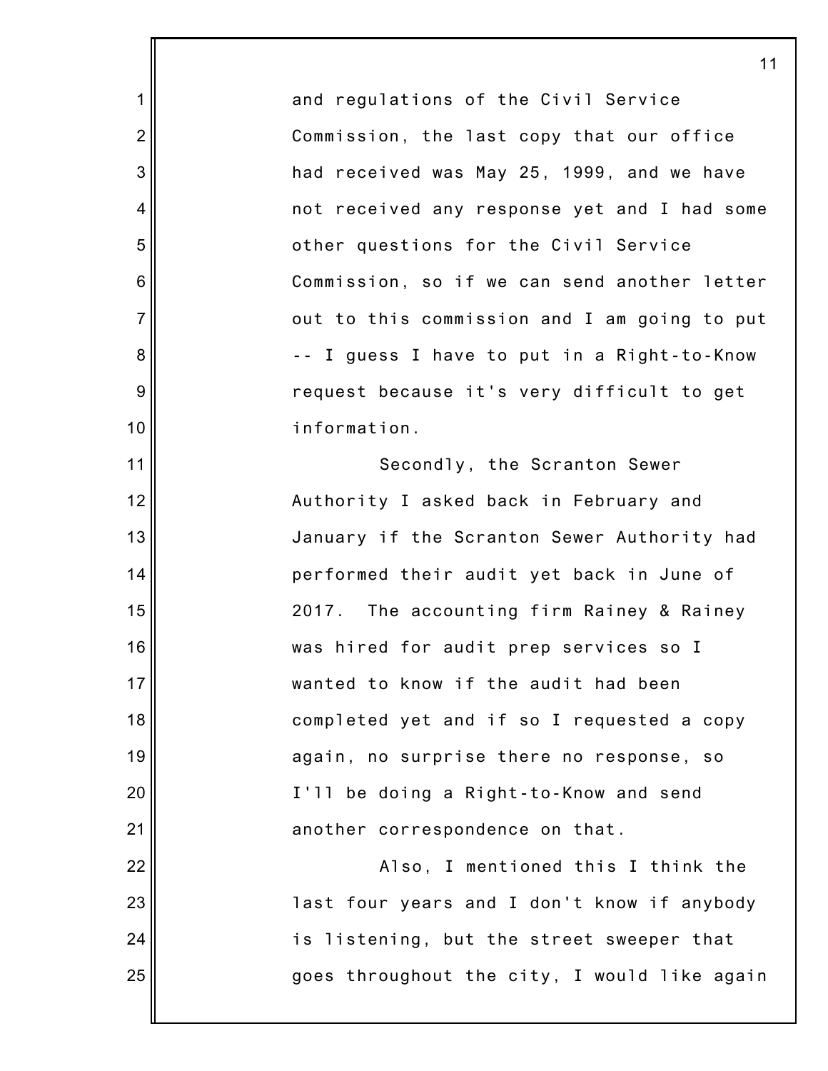and regulations of the Civil Service Commission, the last copy that our office had received was May 25, 1999, and we have not received any response yet and I had some other questions for the Civil Service Commission, so if we can send another letter out to this commission and I am going to put -- I guess I have to put in a Right-to-Know request because it's very difficult to get information.

Secondly, the Scranton Sewer Authority I asked back in February and January if the Scranton Sewer Authority had performed their audit yet back in June of 2017. The accounting firm Rainey & Rainey was hired for audit prep services so I wanted to know if the audit had been completed yet and if so I requested a copy again, no surprise there no response, so I'll be doing a Right-to-Know and send another correspondence on that.

Also, I mentioned this I think the last four years and I don't know if anybody is listening, but the street sweeper that goes throughout the city, I would like again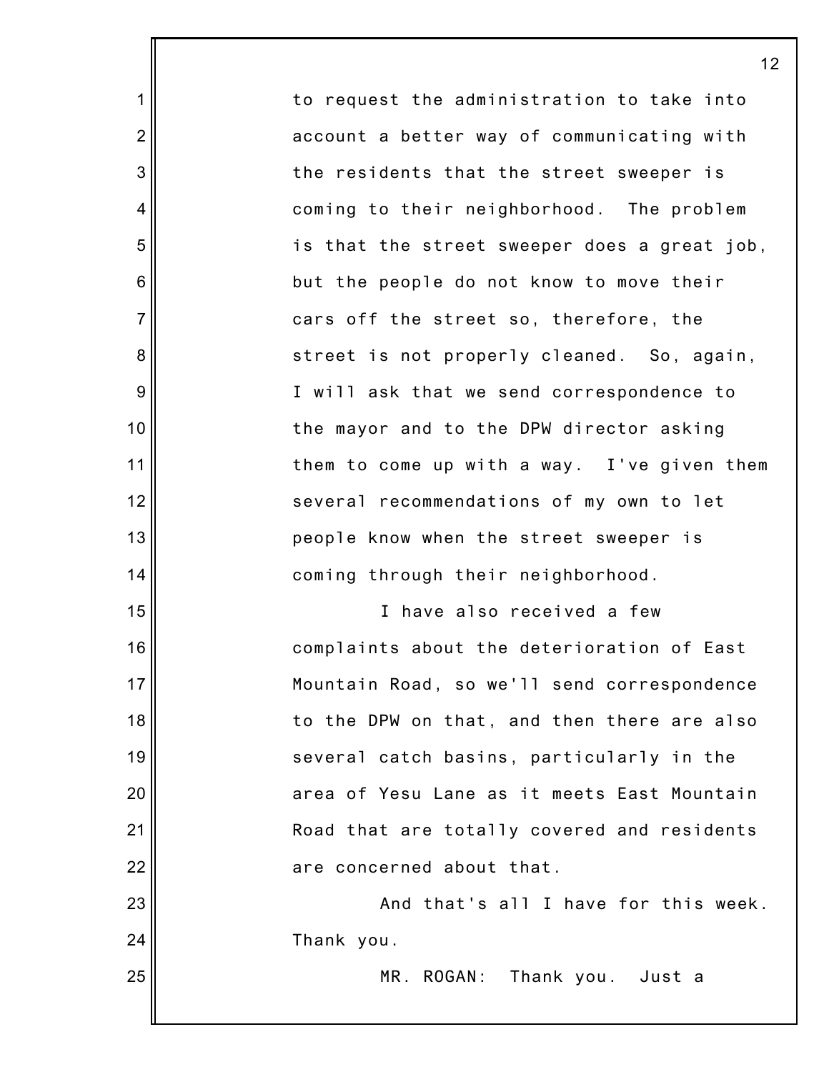to request the administration to take into account a better way of communicating with the residents that the street sweeper is coming to their neighborhood. The problem is that the street sweeper does a great job, but the people do not know to move their cars off the street so, therefore, the street is not properly cleaned. So, again, I will ask that we send correspondence to the mayor and to the DPW director asking them to come up with a way. I've given them several recommendations of my own to let people know when the street sweeper is coming through their neighborhood.

I have also received a few complaints about the deterioration of East Mountain Road, so we'll send correspondence to the DPW on that, and then there are also several catch basins, particularly in the area of Yesu Lane as it meets East Mountain Road that are totally covered and residents are concerned about that.

And that's all I have for this week. Thank you.

MR. ROGAN: Thank you. Just a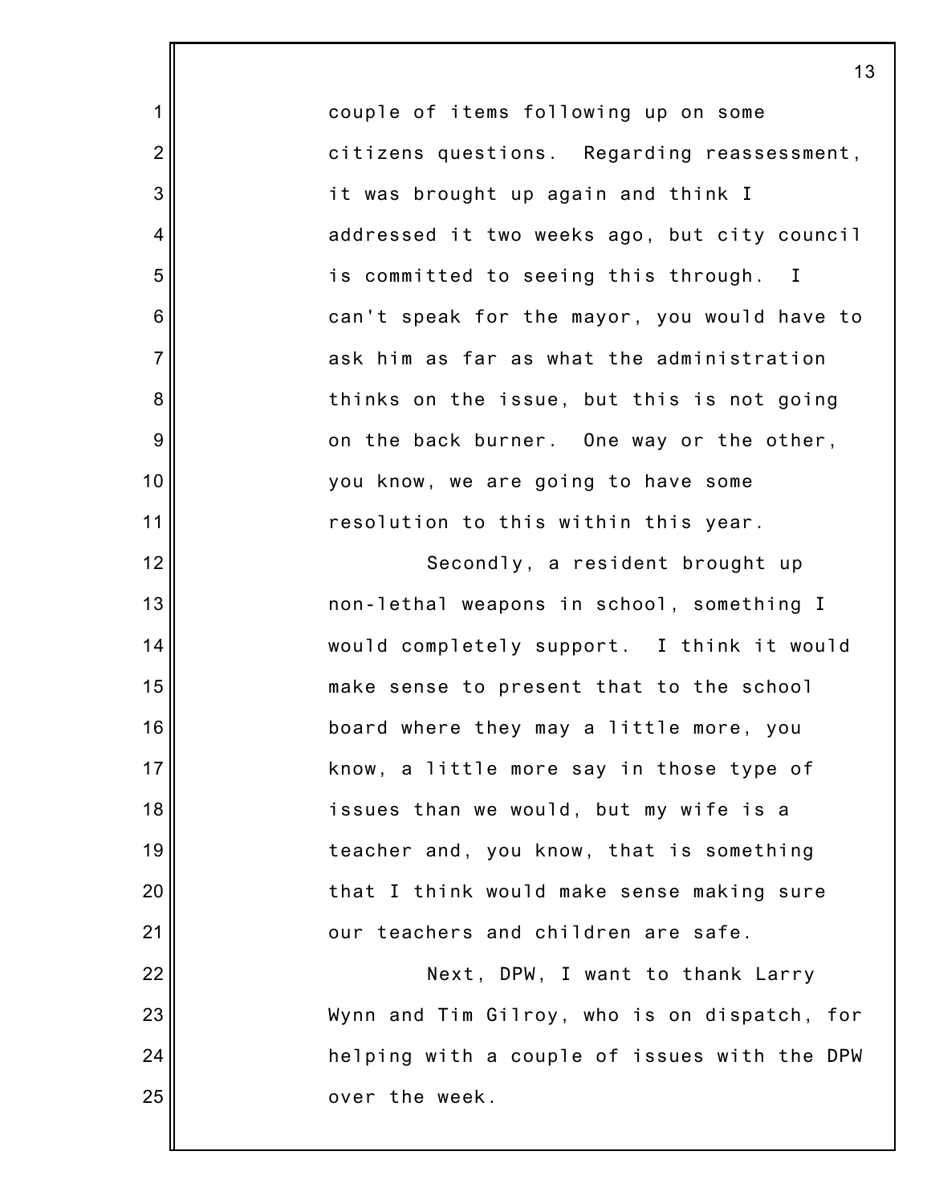couple of items following up on some citizens questions. Regarding reassessment, it was brought up again and think I addressed it two weeks ago, but city council is committed to seeing this through. I can't speak for the mayor, you would have to ask him as far as what the administration thinks on the issue, but this is not going on the back burner. One way or the other, you know, we are going to have some resolution to this within this year.

Secondly, a resident brought up non-lethal weapons in school, something I would completely support. I think it would make sense to present that to the school board where they may a little more, you know, a little more say in those type of issues than we would, but my wife is a teacher and, you know, that is something that I think would make sense making sure our teachers and children are safe.

Next, DPW, I want to thank Larry Wynn and Tim Gilroy, who is on dispatch, for helping with a couple of issues with the DPW over the week.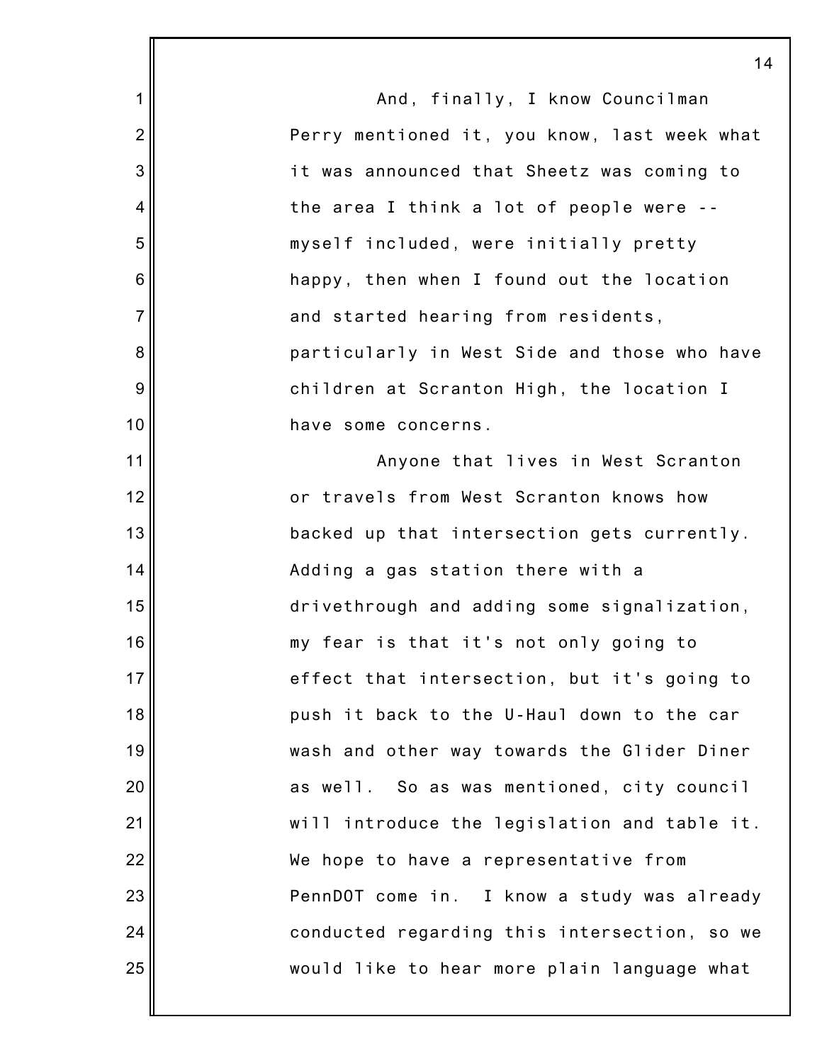And, finally, I know Councilman Perry mentioned it, you know, last week what it was announced that Sheetz was coming to the area I think a lot of people were -- myself included, were initially pretty happy, then when I found out the location and started hearing from residents, particularly in West Side and those who have children at Scranton High, the location I have some concerns.

Anyone that lives in West Scranton or travels from West Scranton knows how backed up that intersection gets currently. Adding a gas station there with a drivethrough and adding some signalization, my fear is that it's not only going to effect that intersection, but it's going to push it back to the U-Haul down to the car wash and other way towards the Glider Diner as well. So as was mentioned, city council will introduce the legislation and table it. We hope to have a representative from PennDOT come in. I know a study was already conducted regarding this intersection, so we would like to hear more plain language what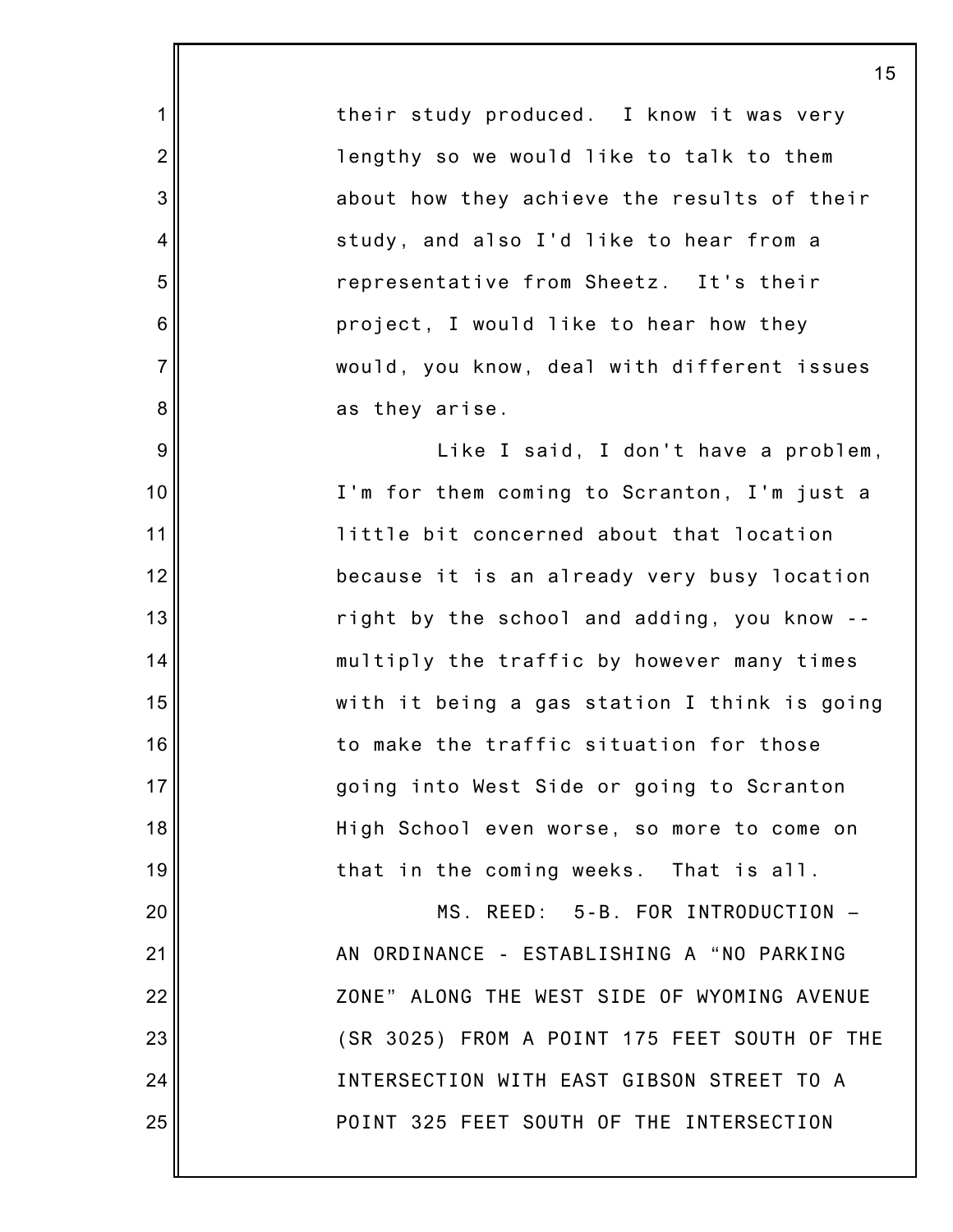their study produced. I know it was very lengthy so we would like to talk to them about how they achieve the results of their study, and also I'd like to hear from a representative from Sheetz. It's their project, I would like to hear how they would, you know, deal with different issues as they arise.

Like I said, I don't have a problem, I'm for them coming to Scranton, I'm just a little bit concerned about that location because it is an already very busy location right by the school and adding, you know -- multiply the traffic by however many times with it being a gas station I think is going to make the traffic situation for those going into West Side or going to Scranton High School even worse, so more to come on that in the coming weeks. That is all.

MS. REED: 5-B. FOR INTRODUCTION – AN ORDINANCE - ESTABLISHING A "NO PARKING ZONE" ALONG THE WEST SIDE OF WYOMING AVENUE (SR 3025) FROM A POINT 175 FEET SOUTH OF THE INTERSECTION WITH EAST GIBSON STREET TO A POINT 325 FEET SOUTH OF THE INTERSECTION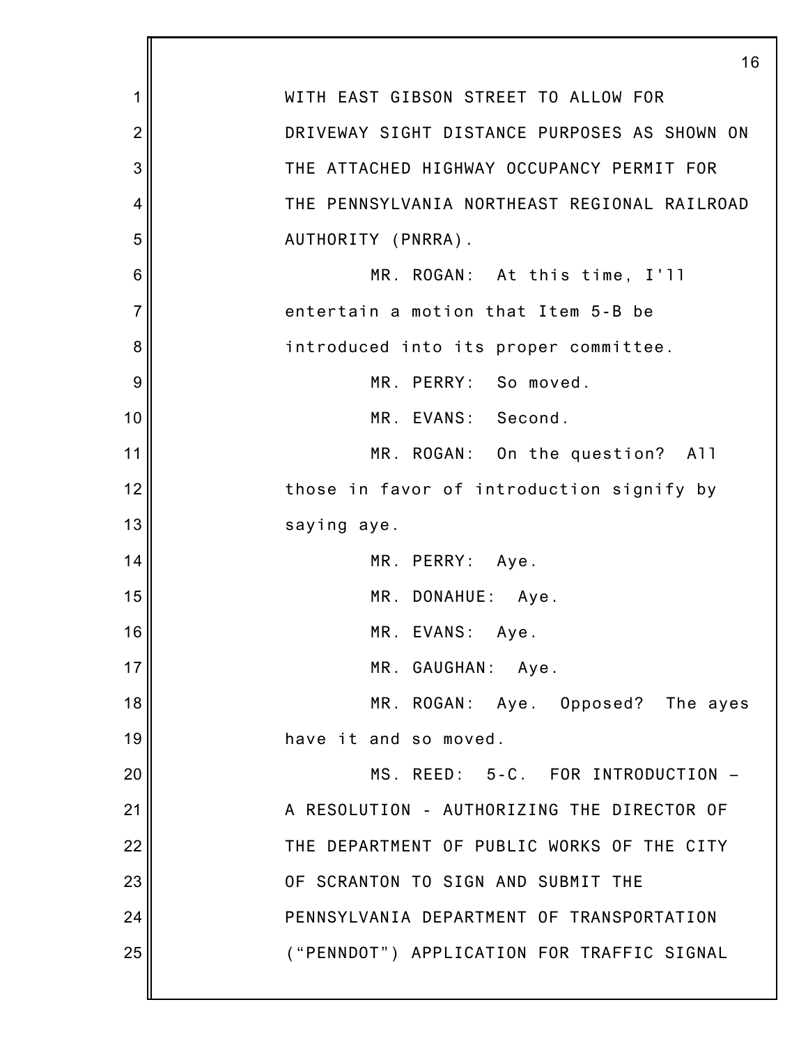WITH EAST GIBSON STREET TO ALLOW FOR DRIVEWAY SIGHT DISTANCE PURPOSES AS SHOWN ON THE ATTACHED HIGHWAY OCCUPANCY PERMIT FOR THE PENNSYLVANIA NORTHEAST REGIONAL RAILROAD AUTHORITY (PNRRA).

MR. ROGAN: At this time, I'll entertain a motion that Item 5-B be introduced into its proper committee.

MR. PERRY: So moved.

MR. EVANS: Second.

MR. ROGAN: On the question? All those in favor of introduction signify by saying aye.

MR. PERRY: Aye.

MR. DONAHUE: Aye.

MR. EVANS: Aye.

MR. GAUGHAN: Aye.

MR. ROGAN: Aye. Opposed? The ayes have it and so moved.

MS. REED: 5-C. FOR INTRODUCTION – A RESOLUTION - AUTHORIZING THE DIRECTOR OF THE DEPARTMENT OF PUBLIC WORKS OF THE CITY OF SCRANTON TO SIGN AND SUBMIT THE PENNSYLVANIA DEPARTMENT OF TRANSPORTATION ("PENNDOT") APPLICATION FOR TRAFFIC SIGNAL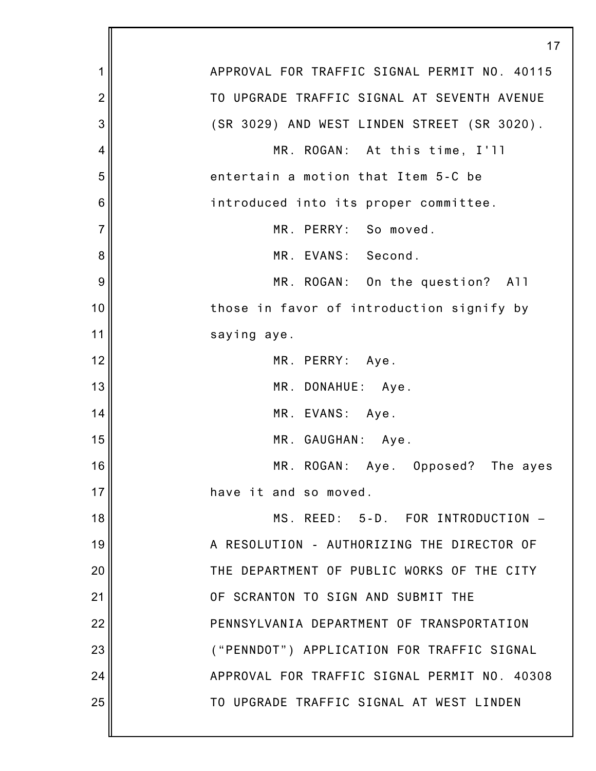APPROVAL FOR TRAFFIC SIGNAL PERMIT NO. 40115 TO UPGRADE TRAFFIC SIGNAL AT SEVENTH AVENUE (SR 3029) AND WEST LINDEN STREET (SR 3020).

MR. ROGAN: At this time, I'll entertain a motion that Item 5-C be introduced into its proper committee.

MR. PERRY: So moved.

MR. EVANS: Second.

MR. ROGAN: On the question? All those in favor of introduction signify by saying aye.

MR. PERRY: Aye.

MR. DONAHUE: Aye.

MR. EVANS: Aye.

MR. GAUGHAN: Aye.

MR. ROGAN: Aye. Opposed? The ayes have it and so moved.

MS. REED: 5-D. FOR INTRODUCTION – A RESOLUTION - AUTHORIZING THE DIRECTOR OF THE DEPARTMENT OF PUBLIC WORKS OF THE CITY OF SCRANTON TO SIGN AND SUBMIT THE PENNSYLVANIA DEPARTMENT OF TRANSPORTATION ("PENNDOT") APPLICATION FOR TRAFFIC SIGNAL APPROVAL FOR TRAFFIC SIGNAL PERMIT NO. 40308 TO UPGRADE TRAFFIC SIGNAL AT WEST LINDEN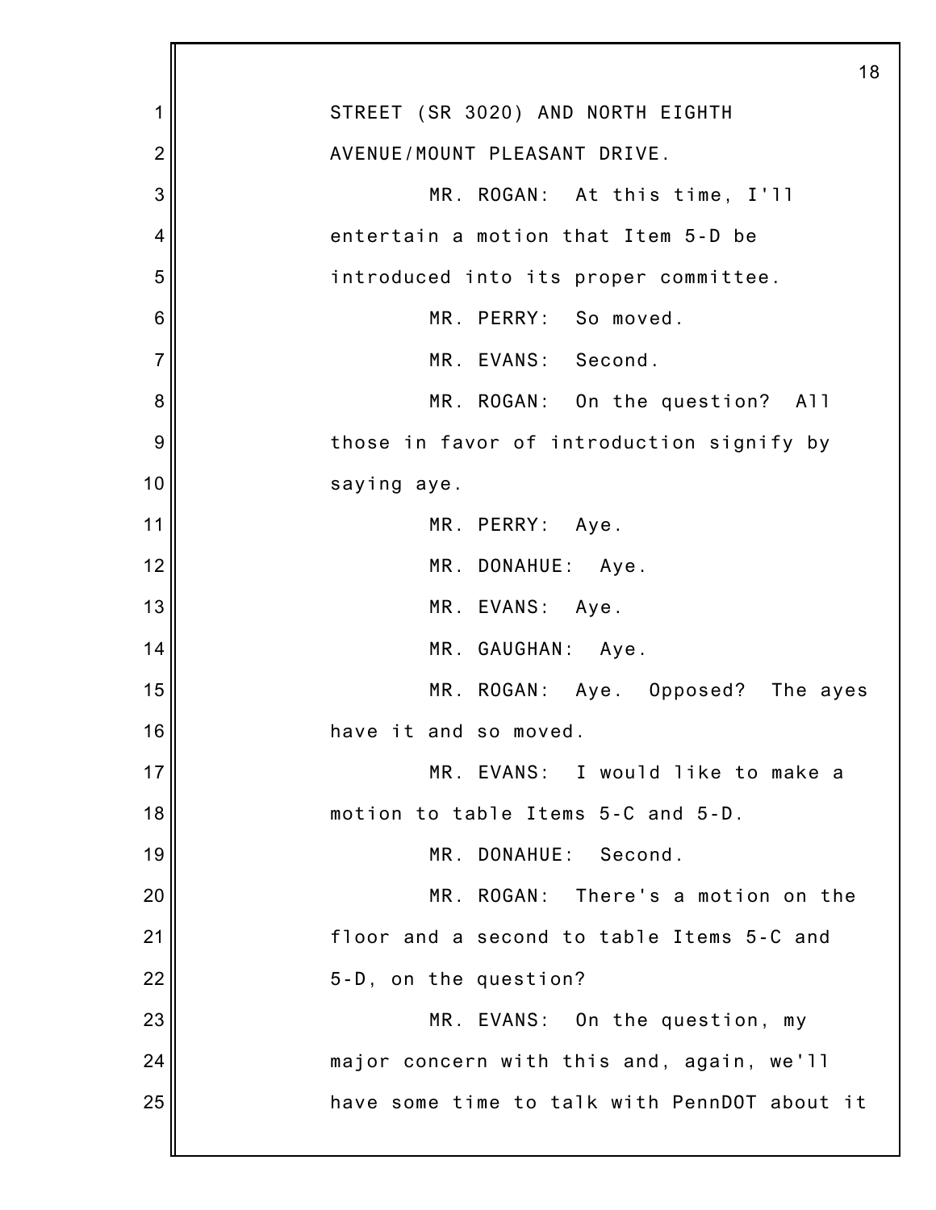STREET (SR 3020) AND NORTH EIGHTH AVENUE/MOUNT PLEASANT DRIVE.

MR. ROGAN: At this time, I'll entertain a motion that Item 5-D be introduced into its proper committee.

MR. PERRY: So moved.

MR. EVANS: Second.

MR. ROGAN: On the question? All those in favor of introduction signify by saying aye.

MR. PERRY: Aye.

MR. DONAHUE: Aye.

MR. EVANS: Aye.

MR. GAUGHAN: Aye.

MR. ROGAN: Aye. Opposed? The ayes have it and so moved.

MR. EVANS: I would like to make a motion to table Items 5-C and 5-D.

MR. DONAHUE: Second.

MR. ROGAN: There's a motion on the floor and a second to table Items 5-C and 5-D, on the question?

MR. EVANS: On the question, my major concern with this and, again, we'll have some time to talk with PennDOT about it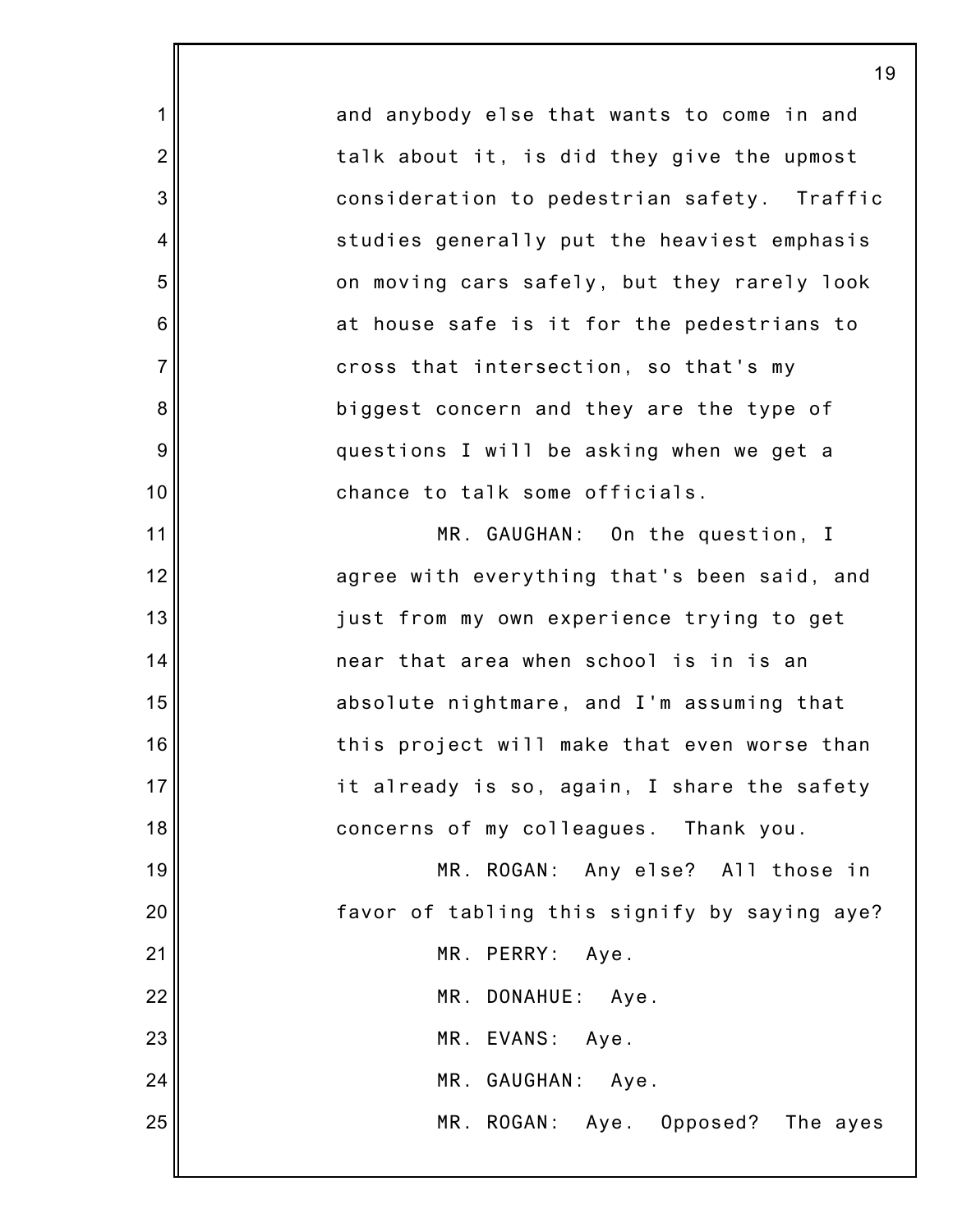and anybody else that wants to come in and talk about it, is did they give the upmost consideration to pedestrian safety. Traffic studies generally put the heaviest emphasis on moving cars safely, but they rarely look at house safe is it for the pedestrians to cross that intersection, so that's my biggest concern and they are the type of questions I will be asking when we get a chance to talk some officials.

MR. GAUGHAN: On the question, I agree with everything that's been said, and just from my own experience trying to get near that area when school is in is an absolute nightmare, and I'm assuming that this project will make that even worse than it already is so, again, I share the safety concerns of my colleagues. Thank you.

MR. ROGAN: Any else? All those in favor of tabling this signify by saying aye?

MR. PERRY: Aye.

MR. DONAHUE: Aye.

MR. EVANS: Aye.

MR. GAUGHAN: Aye.

MR. ROGAN: Aye. Opposed? The ayes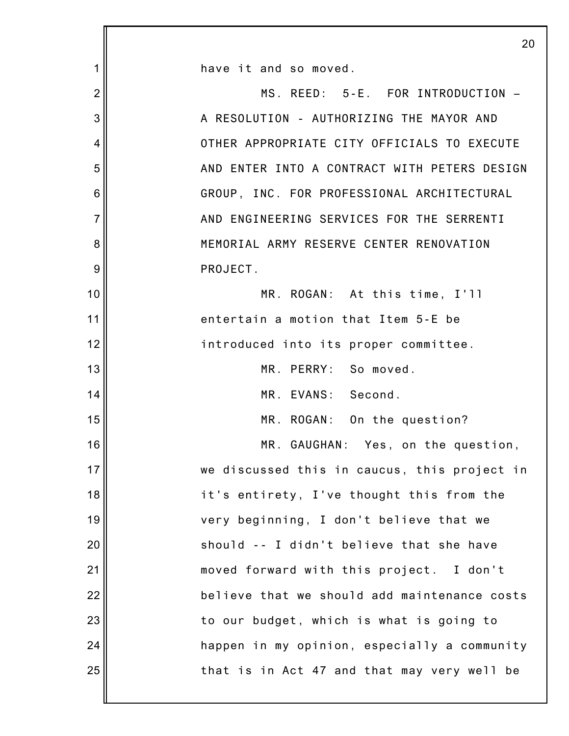have it and so moved.

MS. REED: 5-E. FOR INTRODUCTION – A RESOLUTION - AUTHORIZING THE MAYOR AND OTHER APPROPRIATE CITY OFFICIALS TO EXECUTE AND ENTER INTO A CONTRACT WITH PETERS DESIGN GROUP, INC. FOR PROFESSIONAL ARCHITECTURAL AND ENGINEERING SERVICES FOR THE SERRENTI MEMORIAL ARMY RESERVE CENTER RENOVATION PROJECT.

MR. ROGAN: At this time, I'll entertain a motion that Item 5-E be introduced into its proper committee.

MR. PERRY: So moved.

MR. EVANS: Second.

MR. ROGAN: On the question?

MR. GAUGHAN: Yes, on the question, we discussed this in caucus, this project in it's entirety, I've thought this from the very beginning, I don't believe that we should -- I didn't believe that she have moved forward with this project. I don't believe that we should add maintenance costs to our budget, which is what is going to happen in my opinion, especially a community that is in Act 47 and that may very well be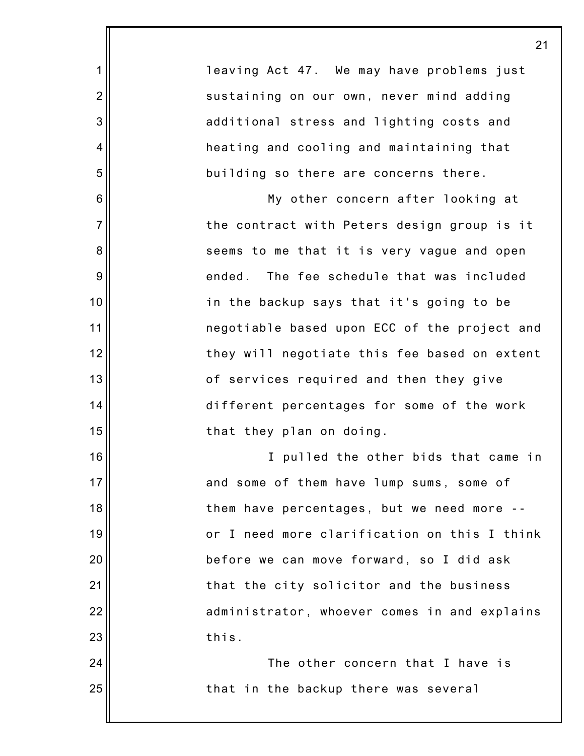leaving Act 47. We may have problems just sustaining on our own, never mind adding additional stress and lighting costs and heating and cooling and maintaining that building so there are concerns there.

My other concern after looking at the contract with Peters design group is it seems to me that it is very vague and open ended. The fee schedule that was included in the backup says that it's going to be negotiable based upon ECC of the project and they will negotiate this fee based on extent of services required and then they give different percentages for some of the work that they plan on doing.

I pulled the other bids that came in and some of them have lump sums, some of them have percentages, but we need more -- or I need more clarification on this I think before we can move forward, so I did ask that the city solicitor and the business administrator, whoever comes in and explains this.

The other concern that I have is that in the backup there was several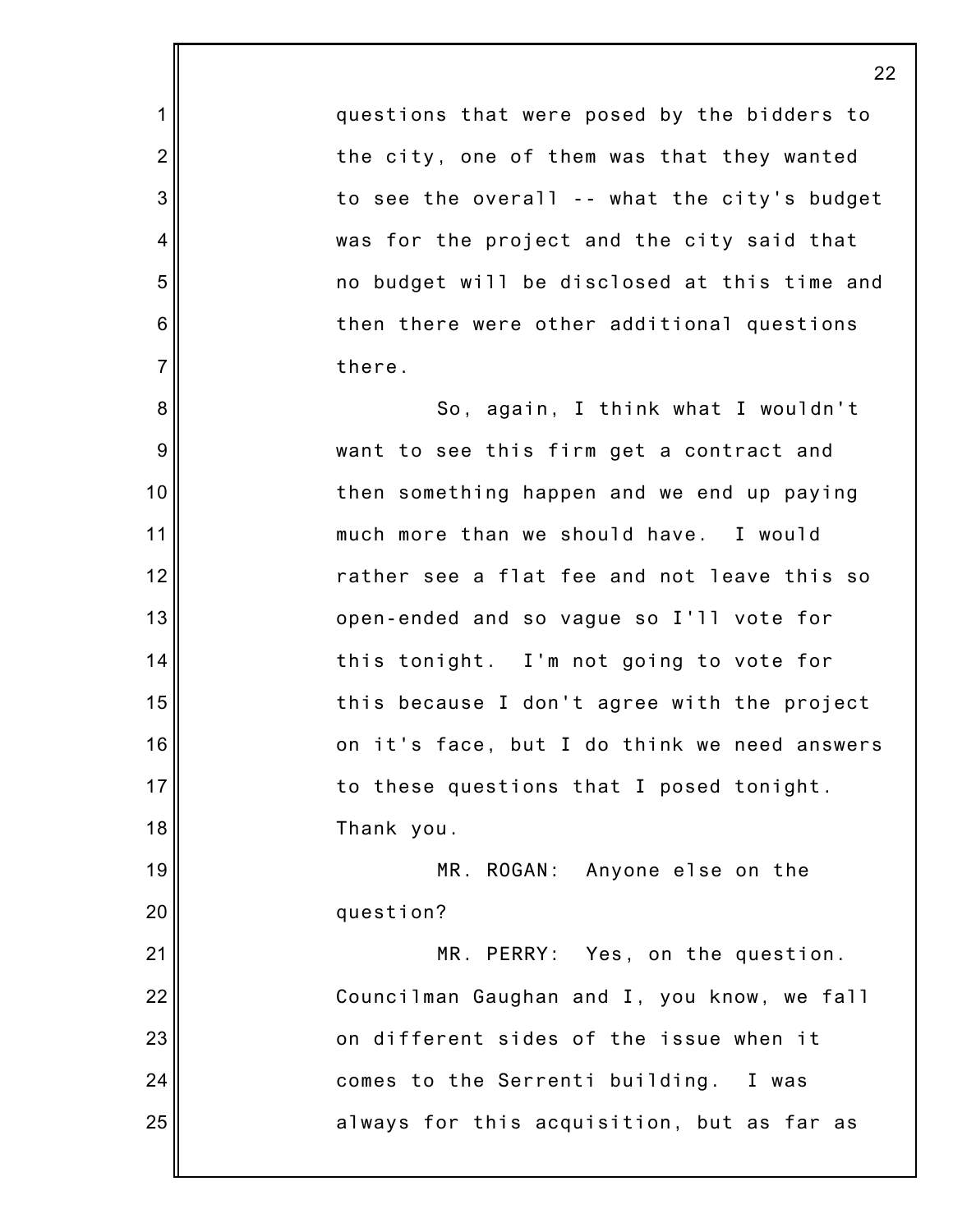questions that were posed by the bidders to the city, one of them was that they wanted to see the overall -- what the city's budget was for the project and the city said that no budget will be disclosed at this time and then there were other additional questions there.

So, again, I think what I wouldn't want to see this firm get a contract and then something happen and we end up paying much more than we should have. I would rather see a flat fee and not leave this so open-ended and so vague so I'll vote for this tonight. I'm not going to vote for this because I don't agree with the project on it's face, but I do think we need answers to these questions that I posed tonight. Thank you.

MR. ROGAN: Anyone else on the question?

MR. PERRY: Yes, on the question. Councilman Gaughan and I, you know, we fall on different sides of the issue when it comes to the Serrenti building. I was always for this acquisition, but as far as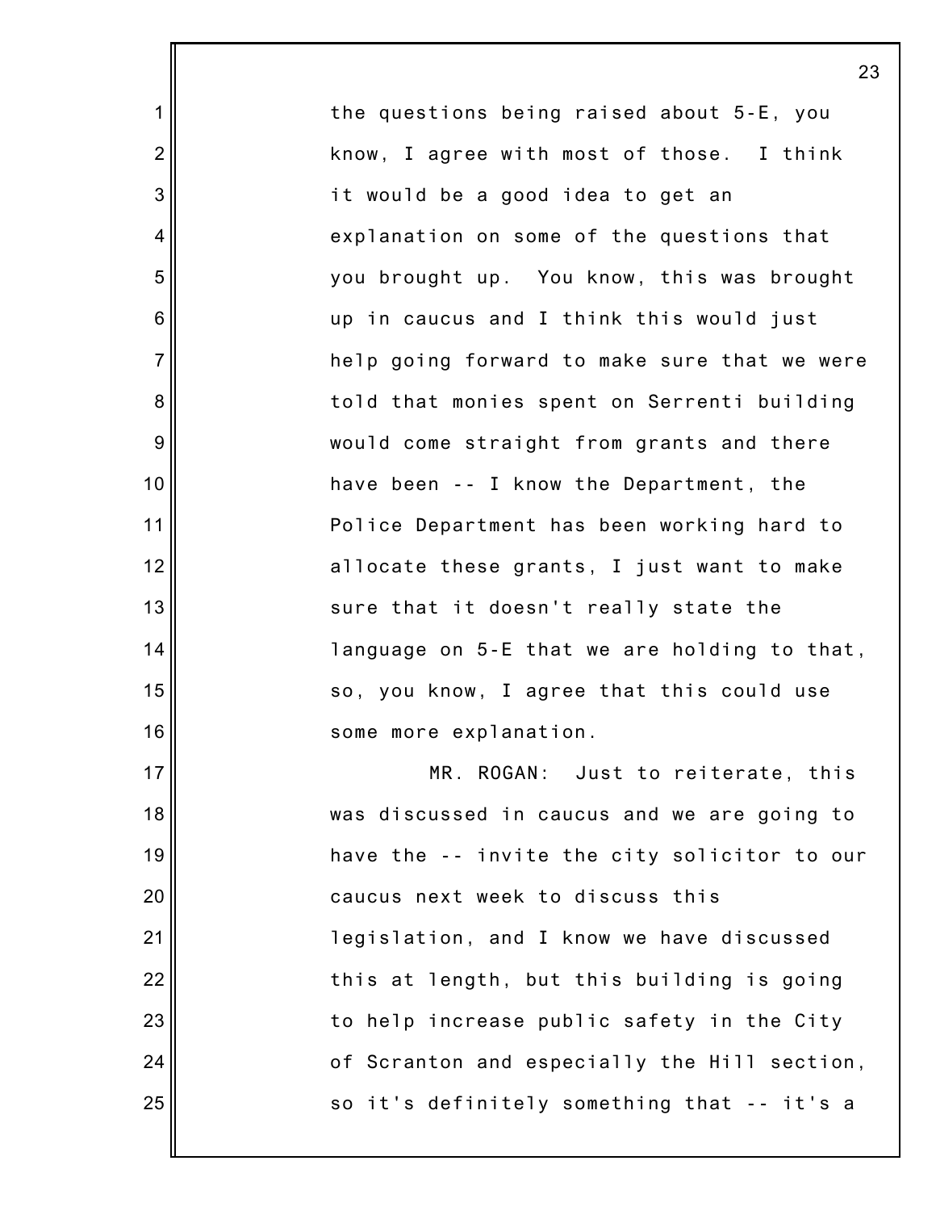the questions being raised about 5-E, you know, I agree with most of those. I think it would be a good idea to get an explanation on some of the questions that you brought up. You know, this was brought up in caucus and I think this would just help going forward to make sure that we were told that monies spent on Serrenti building would come straight from grants and there have been -- I know the Department, the Police Department has been working hard to allocate these grants, I just want to make sure that it doesn't really state the language on 5-E that we are holding to that, so, you know, I agree that this could use some more explanation.

MR. ROGAN: Just to reiterate, this was discussed in caucus and we are going to have the -- invite the city solicitor to our caucus next week to discuss this legislation, and I know we have discussed this at length, but this building is going to help increase public safety in the City of Scranton and especially the Hill section, so it's definitely something that -- it's a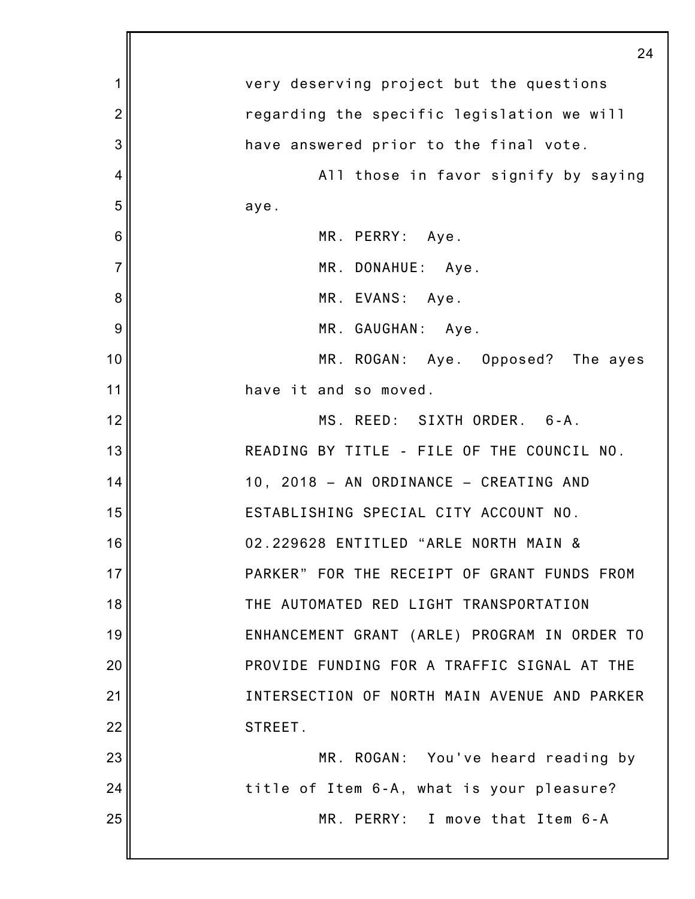very deserving project but the questions regarding the specific legislation we will have answered prior to the final vote.

All those in favor signify by saying aye.

MR. PERRY: Aye.

MR. DONAHUE: Aye.

MR. EVANS: Aye.

MR. GAUGHAN: Aye.

MR. ROGAN: Aye. Opposed? The ayes have it and so moved.

MS. REED: SIXTH ORDER. 6-A. READING BY TITLE - FILE OF THE COUNCIL NO. 10, 2018 – AN ORDINANCE – CREATING AND ESTABLISHING SPECIAL CITY ACCOUNT NO. 02.229628 ENTITLED “ARLE NORTH MAIN & PARKER” FOR THE RECEIPT OF GRANT FUNDS FROM THE AUTOMATED RED LIGHT TRANSPORTATION ENHANCEMENT GRANT (ARLE) PROGRAM IN ORDER TO PROVIDE FUNDING FOR A TRAFFIC SIGNAL AT THE INTERSECTION OF NORTH MAIN AVENUE AND PARKER STREET.

MR. ROGAN: You've heard reading by title of Item 6-A, what is your pleasure?

MR. PERRY: I move that Item 6-A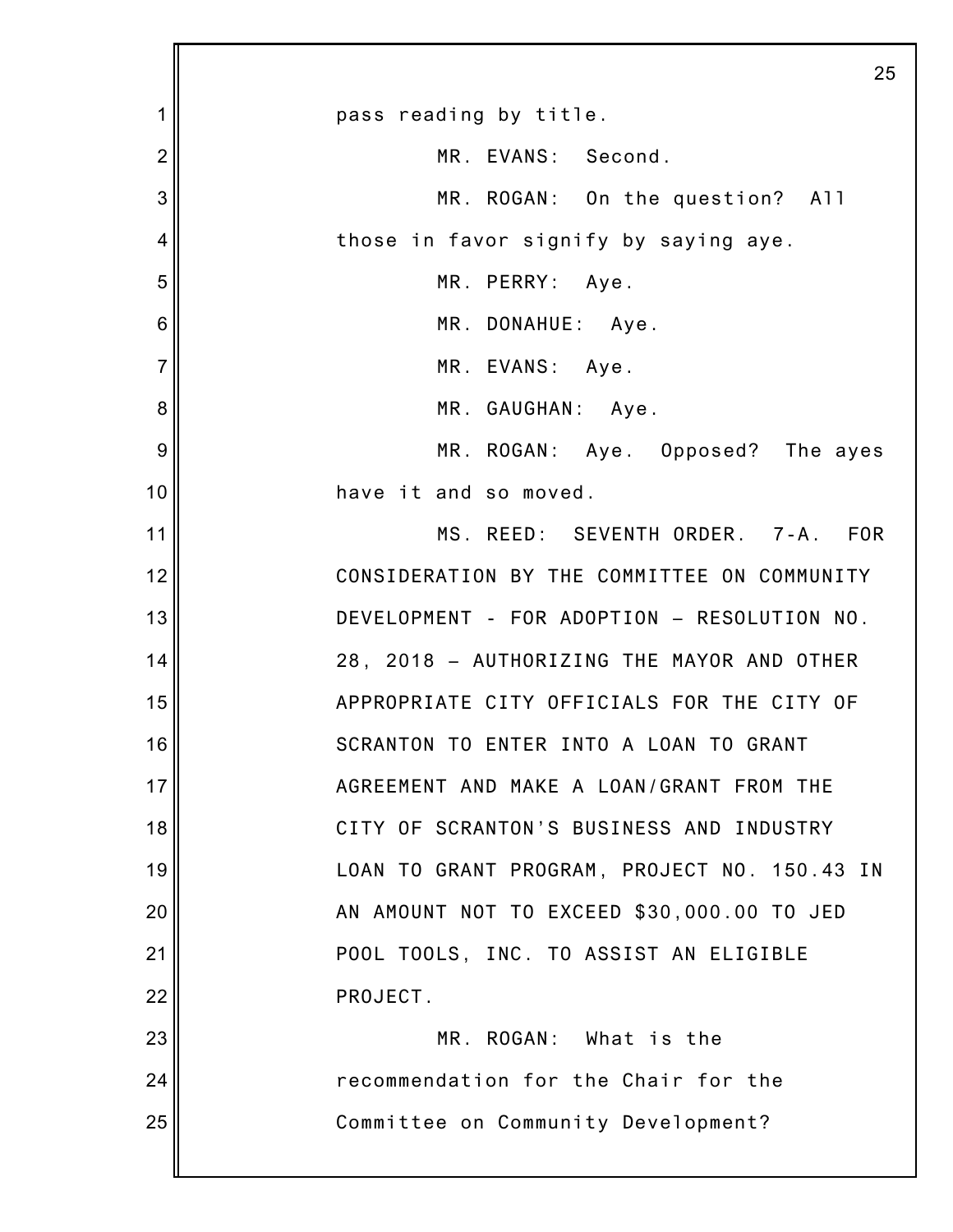pass reading by title.

MR. EVANS: Second.

MR. ROGAN: On the question? All those in favor signify by saying aye.

MR. PERRY: Aye.

MR. DONAHUE: Aye.

MR. EVANS: Aye.

MR. GAUGHAN: Aye.

MR. ROGAN: Aye. Opposed? The ayes have it and so moved.

MS. REED: SEVENTH ORDER. 7-A. FOR CONSIDERATION BY THE COMMITTEE ON COMMUNITY DEVELOPMENT - FOR ADOPTION – RESOLUTION NO. 28, 2018 – AUTHORIZING THE MAYOR AND OTHER APPROPRIATE CITY OFFICIALS FOR THE CITY OF SCRANTON TO ENTER INTO A LOAN TO GRANT AGREEMENT AND MAKE A LOAN/GRANT FROM THE CITY OF SCRANTON'S BUSINESS AND INDUSTRY LOAN TO GRANT PROGRAM, PROJECT NO. 150.43 IN AN AMOUNT NOT TO EXCEED $30,000.00 TO JED POOL TOOLS, INC. TO ASSIST AN ELIGIBLE PROJECT.

MR. ROGAN: What is the recommendation for the Chair for the Committee on Community Development?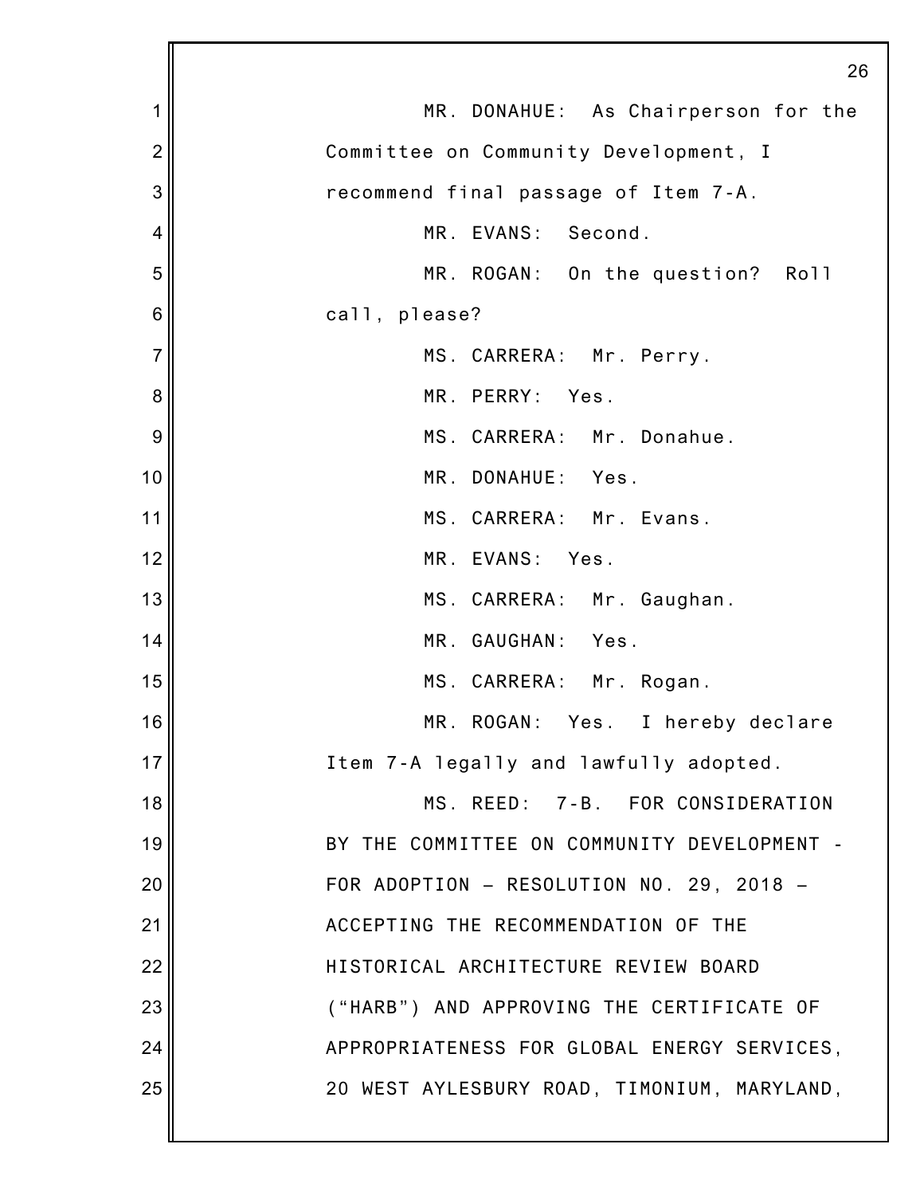MR. DONAHUE: As Chairperson for the Committee on Community Development, I recommend final passage of Item 7-A.

MR. EVANS: Second.

MR. ROGAN: On the question? Roll call, please?

MS. CARRERA: Mr. Perry.

MR. PERRY: Yes.

MS. CARRERA: Mr. Donahue.

MR. DONAHUE: Yes.

MS. CARRERA: Mr. Evans.

MR. EVANS: Yes.

MS. CARRERA: Mr. Gaughan.

MR. GAUGHAN: Yes.

MS. CARRERA: Mr. Rogan.

MR. ROGAN: Yes. I hereby declare Item 7-A legally and lawfully adopted.

MS. REED: 7-B. FOR CONSIDERATION BY THE COMMITTEE ON COMMUNITY DEVELOPMENT - FOR ADOPTION – RESOLUTION NO. 29, 2018 – ACCEPTING THE RECOMMENDATION OF THE HISTORICAL ARCHITECTURE REVIEW BOARD ("HARB") AND APPROVING THE CERTIFICATE OF APPROPRIATENESS FOR GLOBAL ENERGY SERVICES, 20 WEST AYLESBURY ROAD, TIMONIUM, MARYLAND,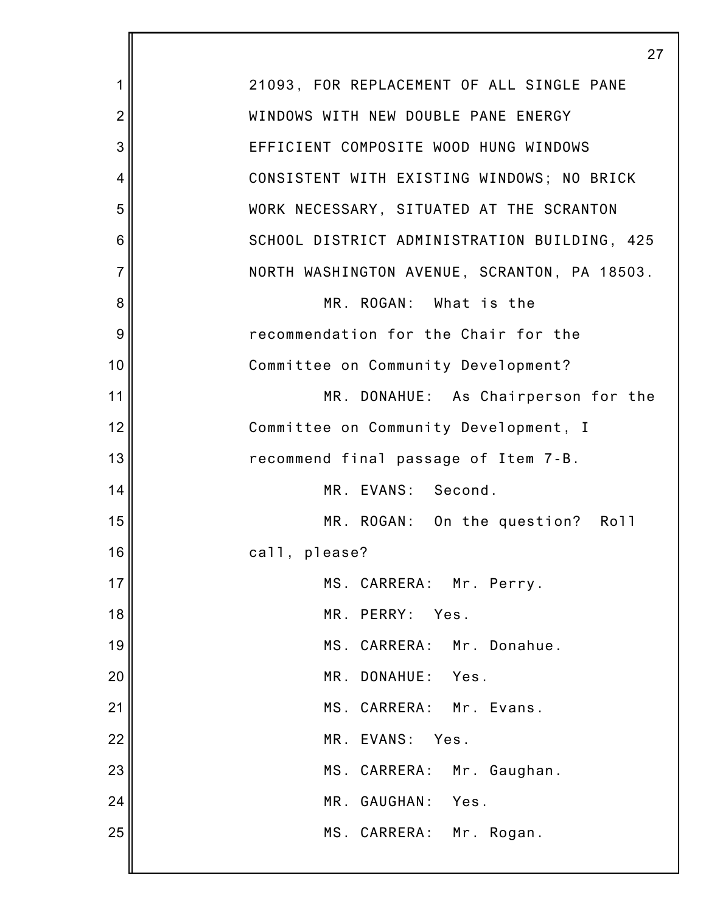21093, FOR REPLACEMENT OF ALL SINGLE PANE WINDOWS WITH NEW DOUBLE PANE ENERGY EFFICIENT COMPOSITE WOOD HUNG WINDOWS CONSISTENT WITH EXISTING WINDOWS; NO BRICK WORK NECESSARY, SITUATED AT THE SCRANTON SCHOOL DISTRICT ADMINISTRATION BUILDING, 425 NORTH WASHINGTON AVENUE, SCRANTON, PA 18503.

MR. ROGAN: What is the recommendation for the Chair for the Committee on Community Development?

MR. DONAHUE: As Chairperson for the Committee on Community Development, I recommend final passage of Item 7-B.

MR. EVANS: Second.

MR. ROGAN: On the question? Roll call, please?

MS. CARRERA: Mr. Perry.

MR. PERRY: Yes.

MS. CARRERA: Mr. Donahue.

MR. DONAHUE: Yes.

MS. CARRERA: Mr. Evans.

MR. EVANS: Yes.

MS. CARRERA: Mr. Gaughan.

MR. GAUGHAN: Yes.

MS. CARRERA: Mr. Rogan.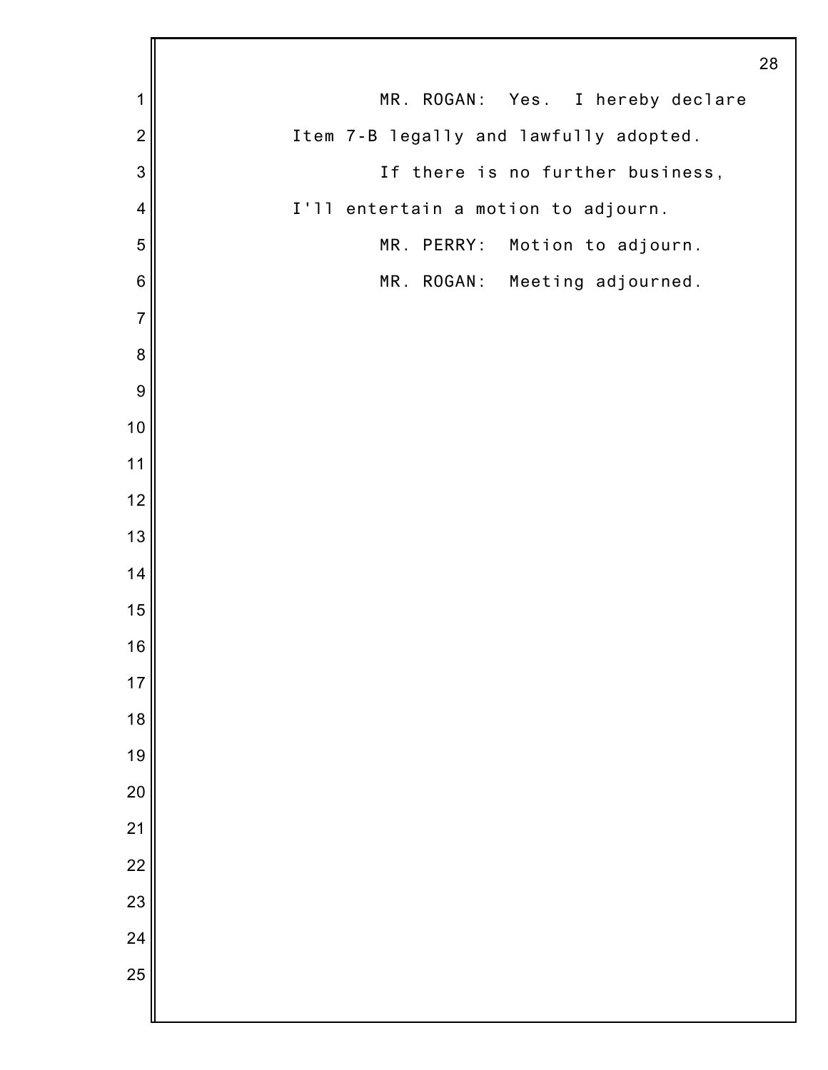MR. ROGAN: Yes. I hereby declare Item 7-B legally and lawfully adopted.

If there is no further business, I'll entertain a motion to adjourn.

MR. PERRY: Motion to adjourn.

MR. ROGAN: Meeting adjourned.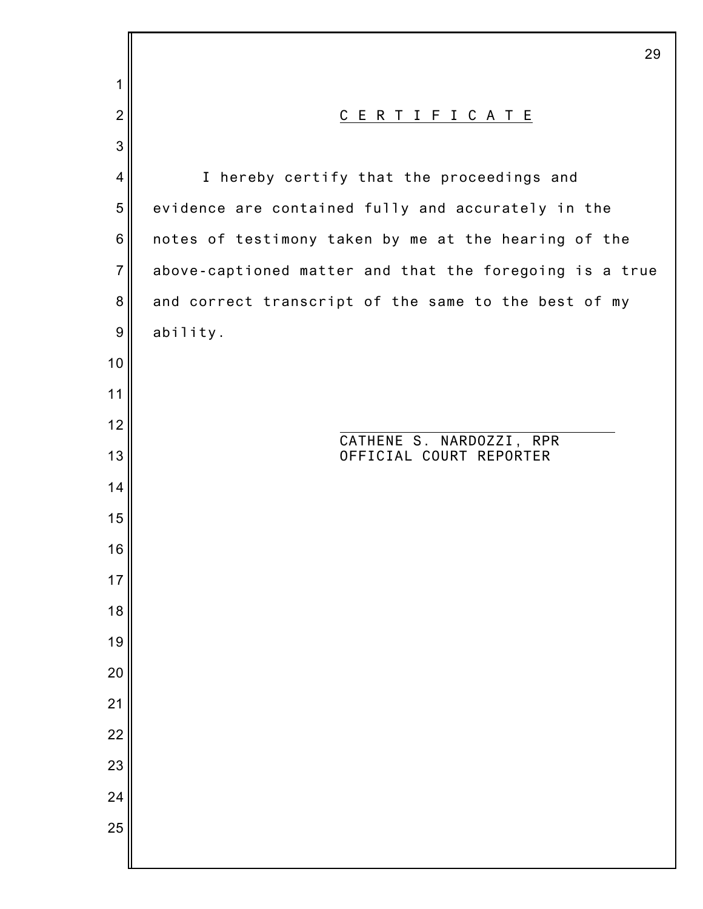## C E R T I F I C A T E

I hereby certify that the proceedings and evidence are contained fully and accurately in the notes of testimony taken by me at the hearing of the above-captioned matter and that the foregoing is a true and correct transcript of the same to the best of my ability.

\_\_\_\_\_\_\_\_\_\_\_\_\_\_\_\_\_\_\_\_\_\_\_\_\_\_\_\_\_\_

CATHENE S. NARDOZZI, RPR
OFFICIAL COURT REPORTER